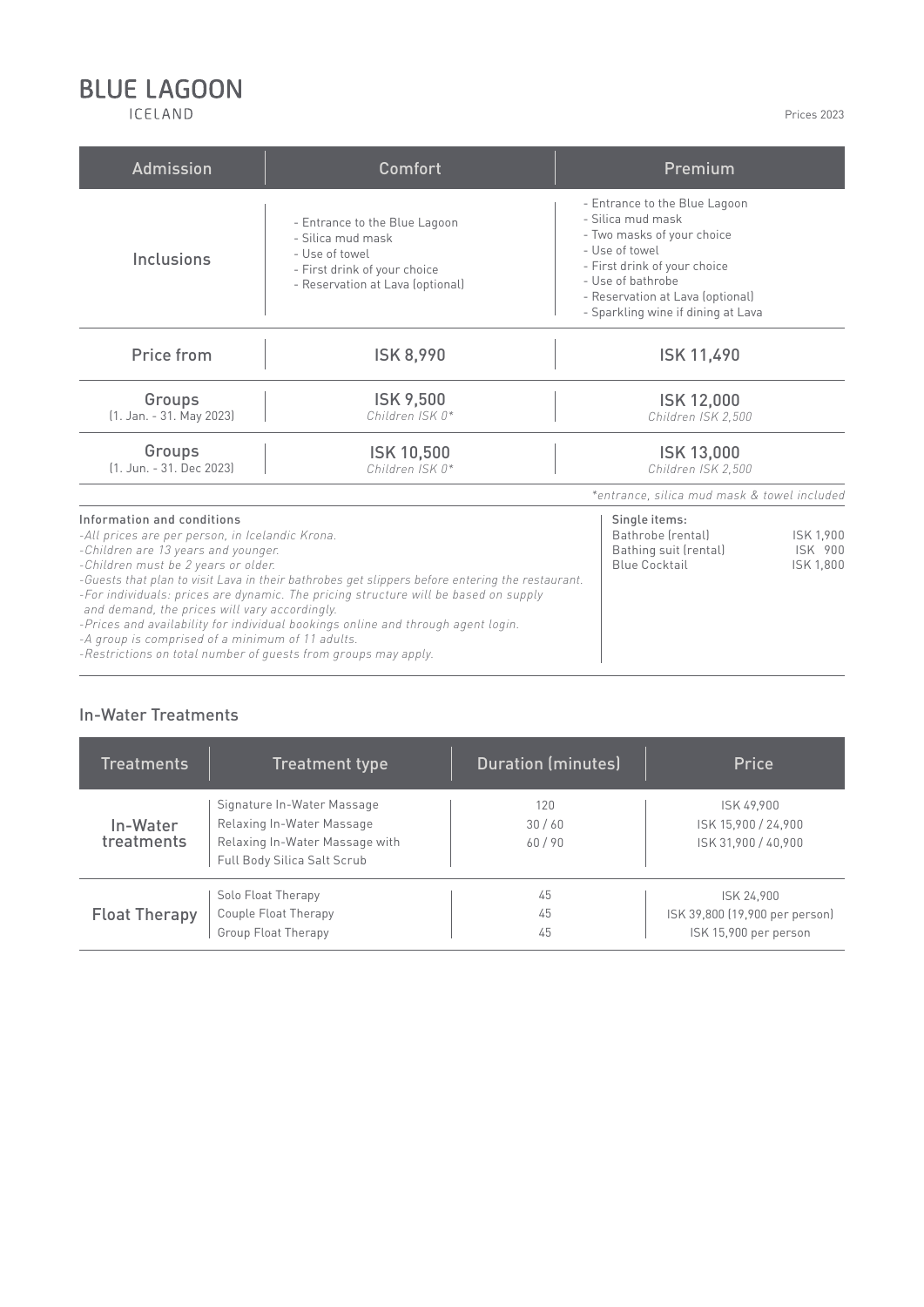# BLUE LAGOON

ICELAND

Prices 2023

| Admission | Comfort | Premium |
|---|---|---|
| Inclusions | - Entrance to the Blue Lagoon<br>- Silica mud mask<br>- Use of towel<br>- First drink of your choice<br>- Reservation at Lava (optional) | - Entrance to the Blue Lagoon<br>- Silica mud mask<br>- Two masks of your choice<br>- Use of towel<br>- First drink of your choice<br>- Use of bathrobe<br>- Reservation at Lava (optional)<br>- Sparkling wine if dining at Lava |
| Price from | ISK 8,990 | ISK 11,490 |
| Groups<br>(1. Jan. - 31. May 2023) | ISK 9,500<br>*Children ISK 0** | ISK 12,000<br>*Children ISK 2,500* |
| Groups<br>(1. Jun. - 31. Dec 2023) | ISK 10,500<br>*Children ISK 0** | ISK 13,000<br>*Children ISK 2,500* |

**entrance, silica mud mask & towel included*

**Information and conditions**

*-All prices are per person, in Icelandic Krona.*
*-Children are 13 years and younger.*
*-Children must be 2 years or older.*
*-Guests that plan to visit Lava in their bathrobes get slippers before entering the restaurant.*
*-For individuals: prices are dynamic. The pricing structure will be based on supply and demand, the prices will vary accordingly.*
*-Prices and availability for individual bookings online and through agent login.*
*-A group is comprised of a minimum of 11 adults.*
*-Restrictions on total number of guests from groups may apply.*

**Single items:**

| | |
|---|---|
| Bathrobe (rental) | ISK 1,900 |
| Bathing suit (rental) | ISK 900 |
| Blue Cocktail | ISK 1,800 |

## In-Water Treatments

| Treatments | Treatment type | Duration (minutes) | Price |
|---|---|---|---|
| In-Water treatments | Signature In-Water Massage | 120 | ISK 49,900 |
| | Relaxing In-Water Massage | 30 / 60 | ISK 15,900 / 24,900 |
| | Relaxing In-Water Massage with Full Body Silica Salt Scrub | 60 / 90 | ISK 31,900 / 40,900 |
| Float Therapy | Solo Float Therapy | 45 | ISK 24,900 |
| | Couple Float Therapy | 45 | ISK 39,800 (19,900 per person) |
| | Group Float Therapy | 45 | ISK 15,900 per person |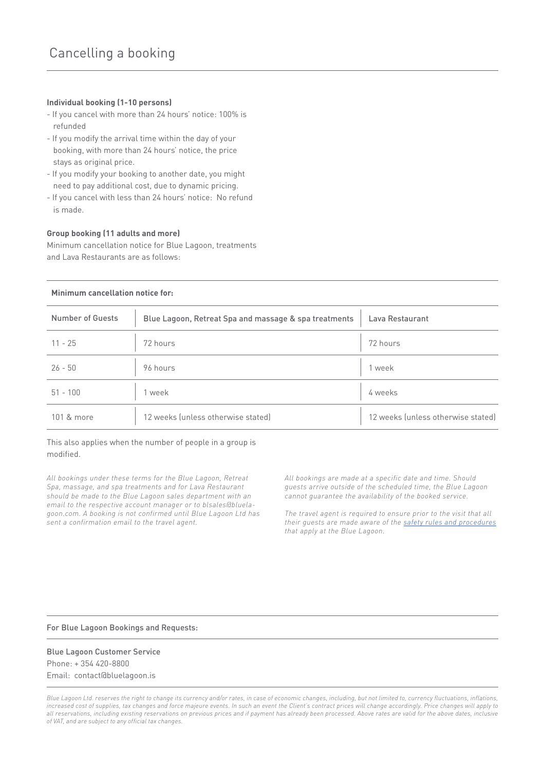# Cancelling a booking

**Individual booking (1-10 persons)**

- If you cancel with more than 24 hours' notice: 100% is refunded
- If you modify the arrival time within the day of your booking, with more than 24 hours' notice, the price stays as original price.
- If you modify your booking to another date, you might need to pay additional cost, due to dynamic pricing.
- If you cancel with less than 24 hours' notice: No refund is made.

**Group booking (11 adults and more)**

Minimum cancellation notice for Blue Lagoon, treatments and Lava Restaurants are as follows:

**Minimum cancellation notice for:**

| Number of Guests | Blue Lagoon, Retreat Spa and massage & spa treatments | Lava Restaurant |
|---|---|---|
| 11 - 25 | 72 hours | 72 hours |
| 26 - 50 | 96 hours | 1 week |
| 51 - 100 | 1 week | 4 weeks |
| 101 & more | 12 weeks (unless otherwise stated) | 12 weeks (unless otherwise stated) |

This also applies when the number of people in a group is modified.

*All bookings under these terms for the Blue Lagoon, Retreat Spa, massage, and spa treatments and for Lava Restaurant should be made to the Blue Lagoon sales department with an email to the respective account manager or to blsales@bluelagoon.com. A booking is not confirmed until Blue Lagoon Ltd has sent a confirmation email to the travel agent.*

*All bookings are made at a specific date and time. Should guests arrive outside of the scheduled time, the Blue Lagoon cannot guarantee the availability of the booked service.*

*The travel agent is required to ensure prior to the visit that all their guests are made aware of the safety rules and procedures that apply at the Blue Lagoon.*

For Blue Lagoon Bookings and Requests:

Blue Lagoon Customer Service
Phone: + 354 420-8800
Email: contact@bluelagoon.is

*Blue Lagoon Ltd. reserves the right to change its currency and/or rates, in case of economic changes, including, but not limited to, currency fluctuations, inflations, increased cost of supplies, tax changes and force majeure events. In such an event the Client's contract prices will change accordingly. Price changes will apply to all reservations, including existing reservations on previous prices and if payment has already been processed. Above rates are valid for the above dates, inclusive of VAT, and are subject to any official tax changes.*